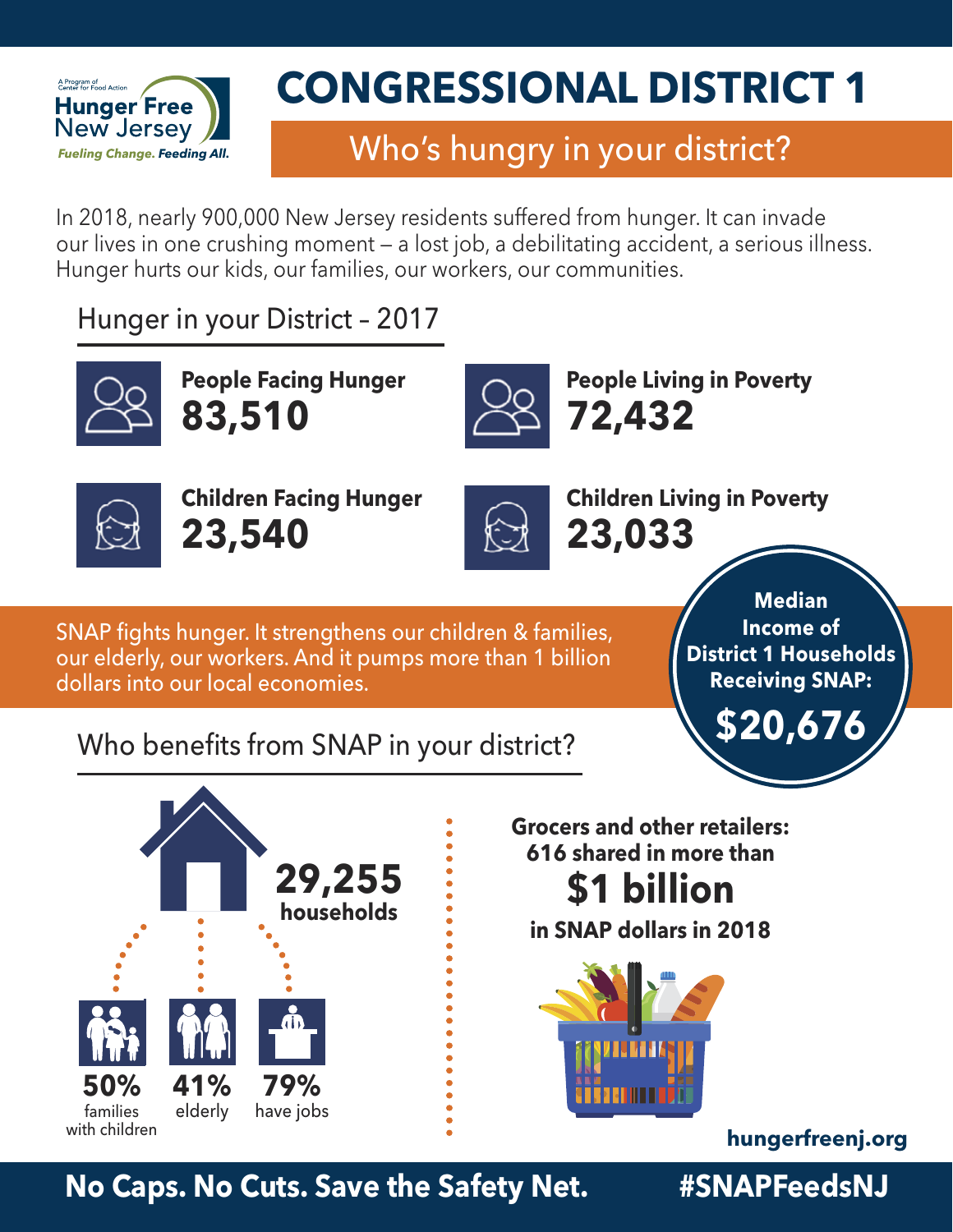A Program of Center for Food Action

**Hunger Free New Jersey**

*Fueling Change. Feeding All.*

# CONGRESSIONAL DISTRICT 1

## Who's hungry in your district?

In 2018, nearly 900,000 New Jersey residents suffered from hunger. It can invade our lives in one crushing moment — a lost job, a debilitating accident, a serious illness. Hunger hurts our kids, our families, our workers, our communities.

### Hunger in your District - 2017

**People Facing Hunger**
**83,510**

**People Living in Poverty**
**72,432**

**Children Facing Hunger**
**23,540**

**Children Living in Poverty**
**23,033**

SNAP fights hunger. It strengthens our children & families, our elderly, our workers. And it pumps more than 1 billion dollars into our local economies.

**Median Income of District 1 Households Receiving SNAP:**
**$20,676**

### Who benefits from SNAP in your district?

**29,255 households**

- **50%** families with children
- **41%** elderly
- **79%** have jobs

**Grocers and other retailers: 616 shared in more than**
**$1 billion**
**in SNAP dollars in 2018**

**hungerfreenj.org**

**No Caps. No Cuts. Save the Safety Net.** **#SNAPFeedsNJ**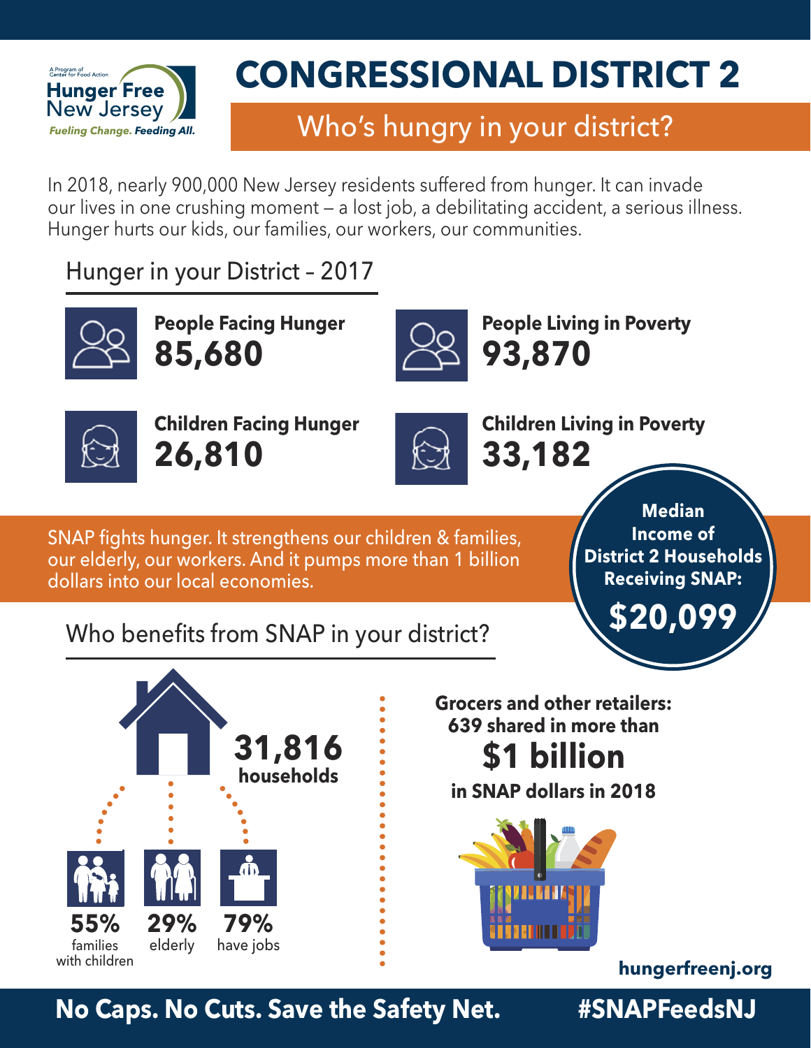A Program of Center for Food Action

**Hunger Free New Jersey**

*Fueling Change. Feeding All.*

# CONGRESSIONAL DISTRICT 2

## Who's hungry in your district?

In 2018, nearly 900,000 New Jersey residents suffered from hunger. It can invade our lives in one crushing moment – a lost job, a debilitating accident, a serious illness. Hunger hurts our kids, our families, our workers, our communities.

### Hunger in your District – 2017

**People Facing Hunger**
**85,680**

**People Living in Poverty**
**93,870**

**Children Facing Hunger**
**26,810**

**Children Living in Poverty**
**33,182**

SNAP fights hunger. It strengthens our children & families, our elderly, our workers. And it pumps more than 1 billion dollars into our local economies.

**Median Income of District 2 Households Receiving SNAP:**
**$20,099**

### Who benefits from SNAP in your district?

**31,816 households**

- **55%** families with children
- **29%** elderly
- **79%** have jobs

**Grocers and other retailers: 639 shared in more than**
**$1 billion**
**in SNAP dollars in 2018**

**hungerfreenj.org**

**No Caps. No Cuts. Save the Safety Net.** **#SNAPFeedsNJ**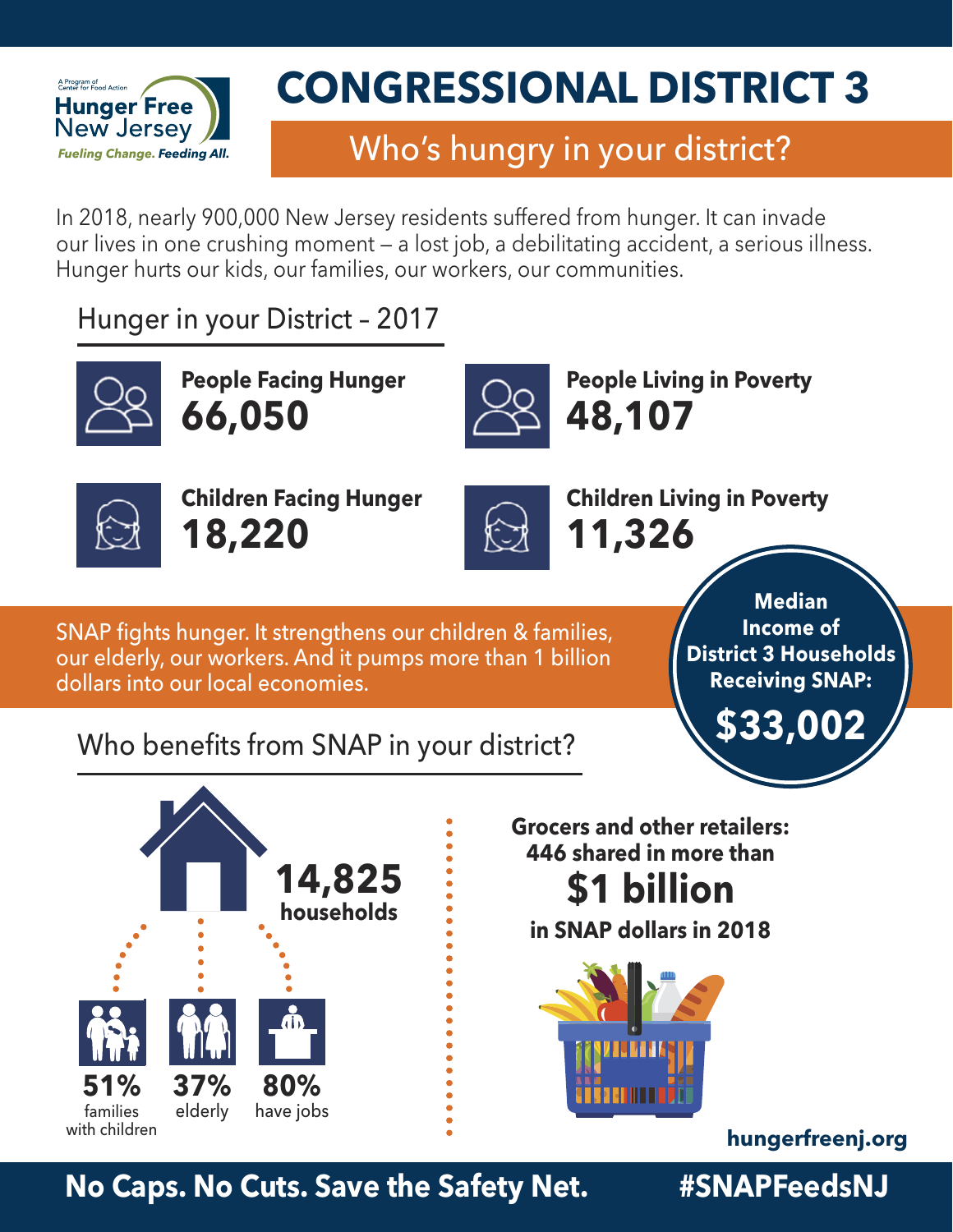A Program of Center for Food Action

**Hunger Free New Jersey**

*Fueling Change. Feeding All.*

# CONGRESSIONAL DISTRICT 3

## Who's hungry in your district?

In 2018, nearly 900,000 New Jersey residents suffered from hunger. It can invade our lives in one crushing moment – a lost job, a debilitating accident, a serious illness. Hunger hurts our kids, our families, our workers, our communities.

### Hunger in your District – 2017

**People Facing Hunger**
**66,050**

**People Living in Poverty**
**48,107**

**Children Facing Hunger**
**18,220**

**Children Living in Poverty**
**11,326**

SNAP fights hunger. It strengthens our children & families, our elderly, our workers. And it pumps more than 1 billion dollars into our local economies.

**Median Income of District 3 Households Receiving SNAP:**
**$33,002**

### Who benefits from SNAP in your district?

**14,825 households**

**51%** families with children

**37%** elderly

**80%** have jobs

**Grocers and other retailers: 446 shared in more than**
**$1 billion**
**in SNAP dollars in 2018**

**hungerfreenj.org**

**No Caps. No Cuts. Save the Safety Net.** **#SNAPFeedsNJ**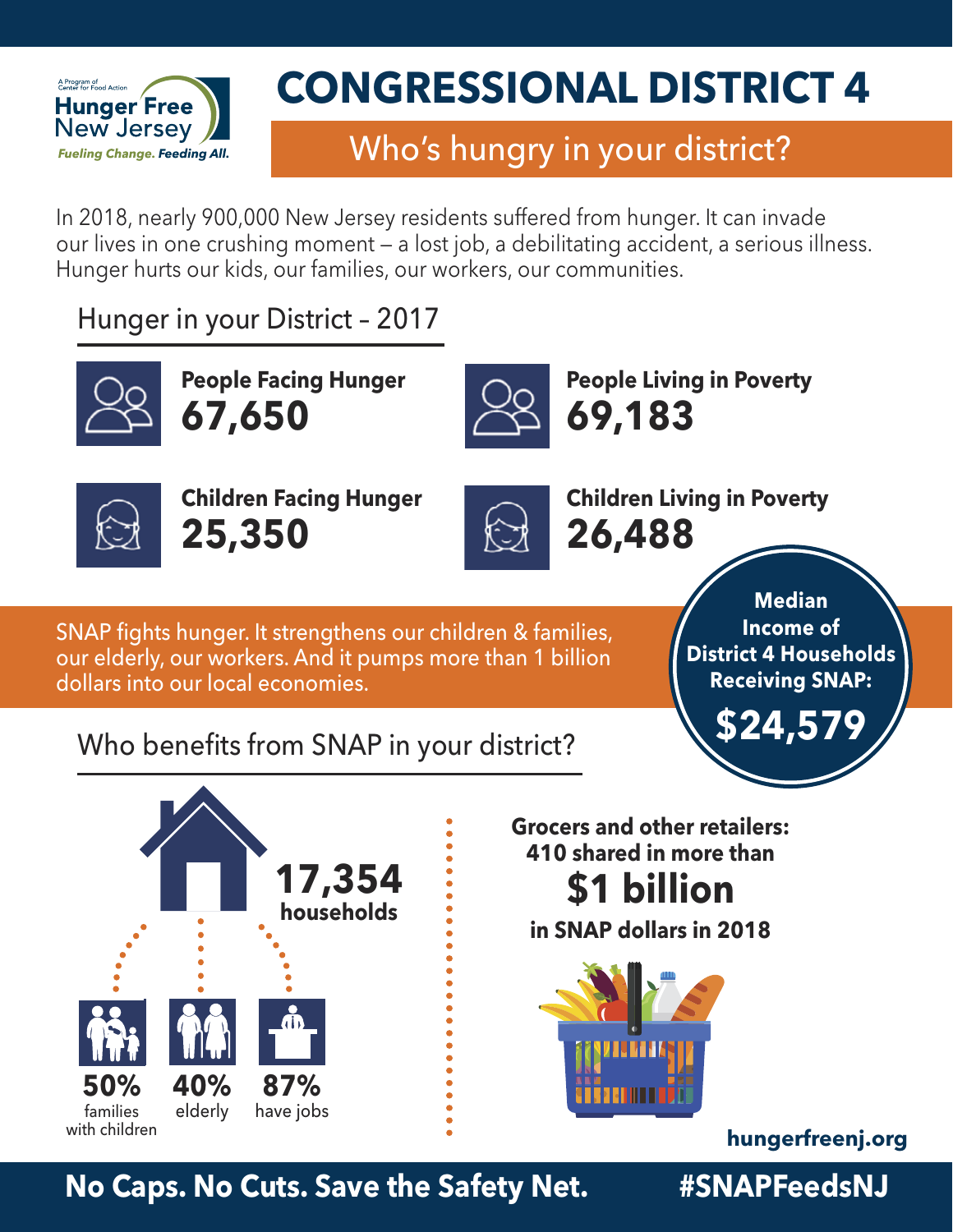Hunger Free New Jersey
A Program of Center for Food Action
*Fueling Change. Feeding All.*

# CONGRESSIONAL DISTRICT 4

## Who's hungry in your district?

In 2018, nearly 900,000 New Jersey residents suffered from hunger. It can invade our lives in one crushing moment – a lost job, a debilitating accident, a serious illness. Hunger hurts our kids, our families, our workers, our communities.

### Hunger in your District – 2017

**People Facing Hunger**
**67,650**

**People Living in Poverty**
**69,183**

**Children Facing Hunger**
**25,350**

**Children Living in Poverty**
**26,488**

SNAP fights hunger. It strengthens our children & families, our elderly, our workers. And it pumps more than 1 billion dollars into our local economies.

**Median Income of District 4 Households Receiving SNAP:**
**$24,579**

### Who benefits from SNAP in your district?

**17,354 households**

- **50%** families with children
- **40%** elderly
- **87%** have jobs

**Grocers and other retailers: 410 shared in more than**
**$1 billion**
**in SNAP dollars in 2018**

**hungerfreenj.org**

**No Caps. No Cuts. Save the Safety Net.** **#SNAPFeedsNJ**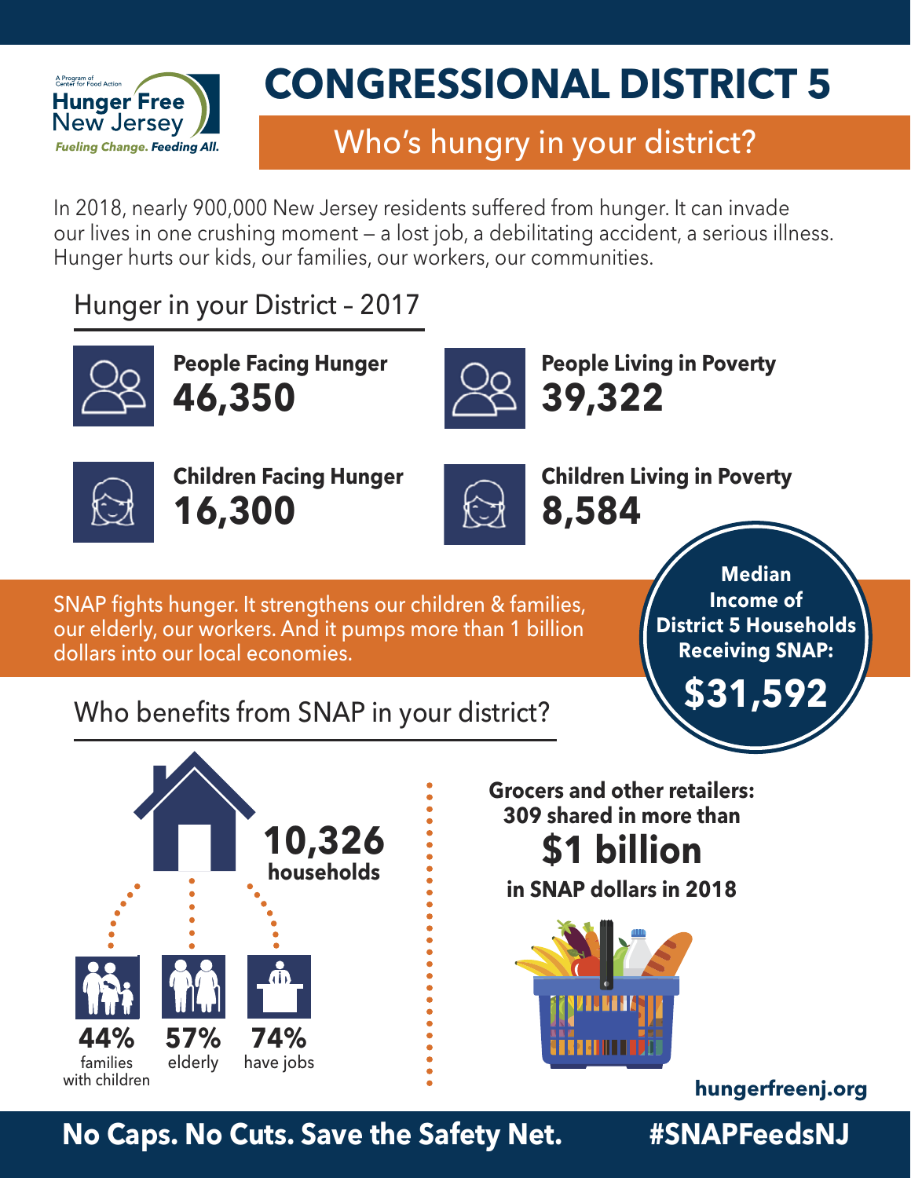A Program of Center for Food Action

**Hunger Free New Jersey**

*Fueling Change. Feeding All.*

# CONGRESSIONAL DISTRICT 5

## Who's hungry in your district?

In 2018, nearly 900,000 New Jersey residents suffered from hunger. It can invade our lives in one crushing moment – a lost job, a debilitating accident, a serious illness. Hunger hurts our kids, our families, our workers, our communities.

### Hunger in your District – 2017

**People Facing Hunger**
**46,350**

**People Living in Poverty**
**39,322**

**Children Facing Hunger**
**16,300**

**Children Living in Poverty**
**8,584**

SNAP fights hunger. It strengthens our children & families, our elderly, our workers. And it pumps more than 1 billion dollars into our local economies.

**Median Income of District 5 Households Receiving SNAP:**
**$31,592**

### Who benefits from SNAP in your district?

**10,326 households**

- **44%** families with children
- **57%** elderly
- **74%** have jobs

**Grocers and other retailers: 309 shared in more than**
**$1 billion**
**in SNAP dollars in 2018**

**hungerfreenj.org**

**No Caps. No Cuts. Save the Safety Net.** **#SNAPFeedsNJ**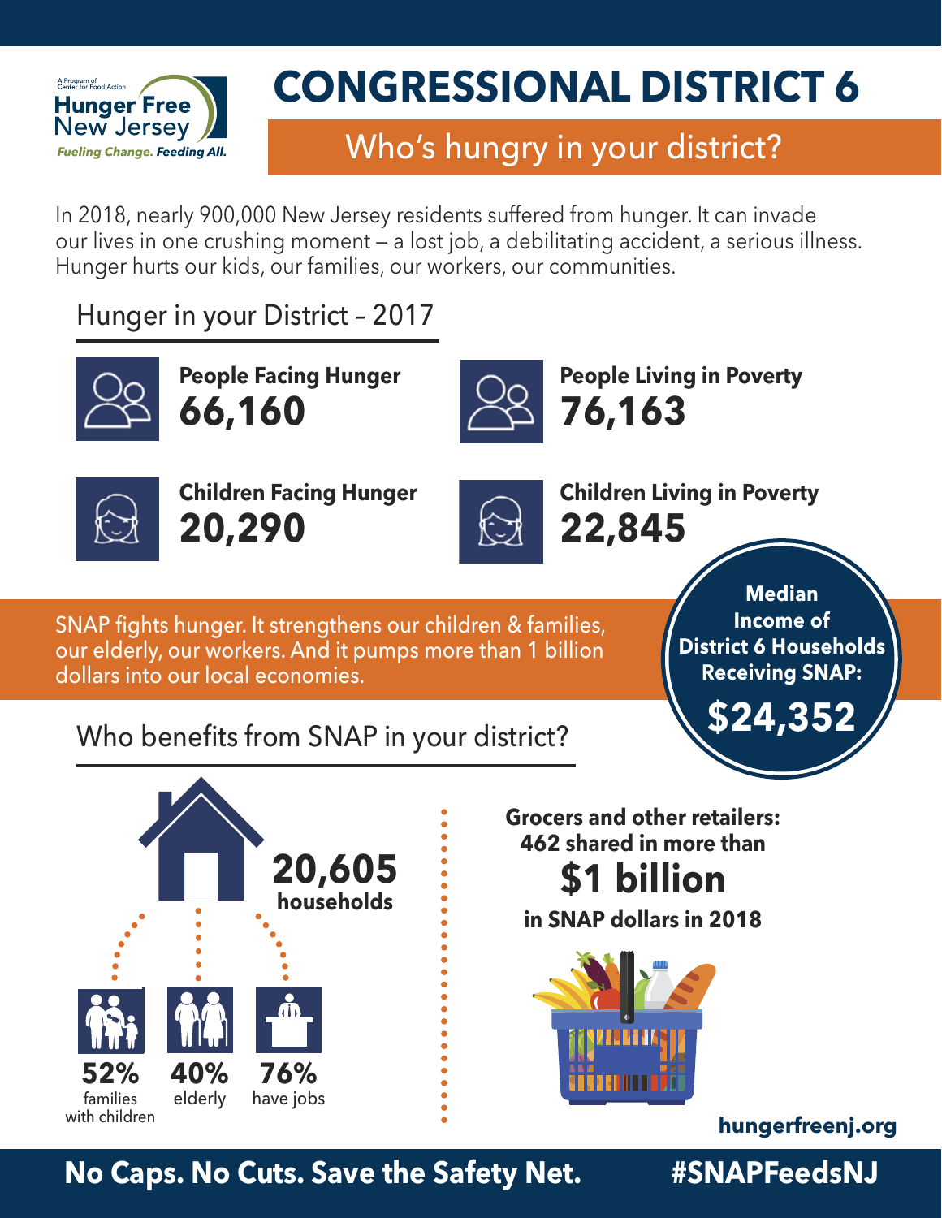Hunger Free New Jersey
A Program of Center for Food Action
*Fueling Change. Feeding All.*

# CONGRESSIONAL DISTRICT 6

## Who's hungry in your district?

In 2018, nearly 900,000 New Jersey residents suffered from hunger. It can invade our lives in one crushing moment – a lost job, a debilitating accident, a serious illness. Hunger hurts our kids, our families, our workers, our communities.

### Hunger in your District - 2017

**People Facing Hunger**
**66,160**

**People Living in Poverty**
**76,163**

**Children Facing Hunger**
**20,290**

**Children Living in Poverty**
**22,845**

**Median Income of District 6 Households Receiving SNAP:**
**$24,352**

SNAP fights hunger. It strengthens our children & families, our elderly, our workers. And it pumps more than 1 billion dollars into our local economies.

### Who benefits from SNAP in your district?

**20,605 households**

- **52%** families with children
- **40%** elderly
- **76%** have jobs

**Grocers and other retailers: 462 shared in more than**
**$1 billion**
**in SNAP dollars in 2018**

**hungerfreenj.org**

**No Caps. No Cuts. Save the Safety Net.** **#SNAPFeedsNJ**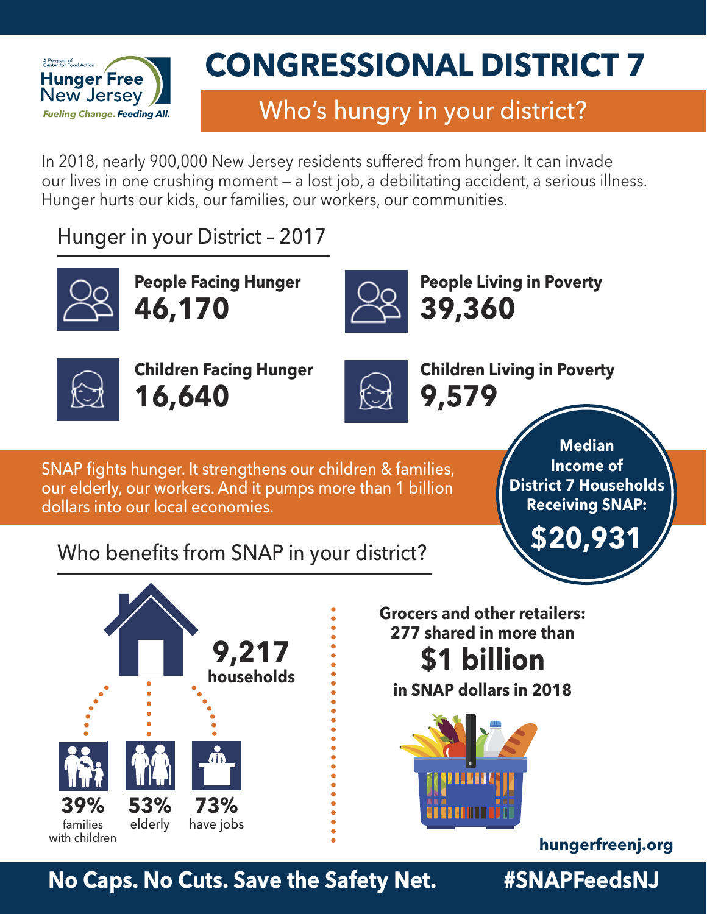A Program of Center for Food Action

**Hunger Free New Jersey**

*Fueling Change. Feeding All.*

# CONGRESSIONAL DISTRICT 7

## Who's hungry in your district?

In 2018, nearly 900,000 New Jersey residents suffered from hunger. It can invade our lives in one crushing moment – a lost job, a debilitating accident, a serious illness. Hunger hurts our kids, our families, our workers, our communities.

### Hunger in your District – 2017

**People Facing Hunger**
**46,170**

**People Living in Poverty**
**39,360**

**Children Facing Hunger**
**16,640**

**Children Living in Poverty**
**9,579**

SNAP fights hunger. It strengthens our children & families, our elderly, our workers. And it pumps more than 1 billion dollars into our local economies.

**Median Income of District 7 Households Receiving SNAP:**
**$20,931**

### Who benefits from SNAP in your district?

**9,217 households**

- **39%** families with children
- **53%** elderly
- **73%** have jobs

**Grocers and other retailers: 277 shared in more than**
**$1 billion**
**in SNAP dollars in 2018**

**hungerfreenj.org**

**No Caps. No Cuts. Save the Safety Net.** **#SNAPFeedsNJ**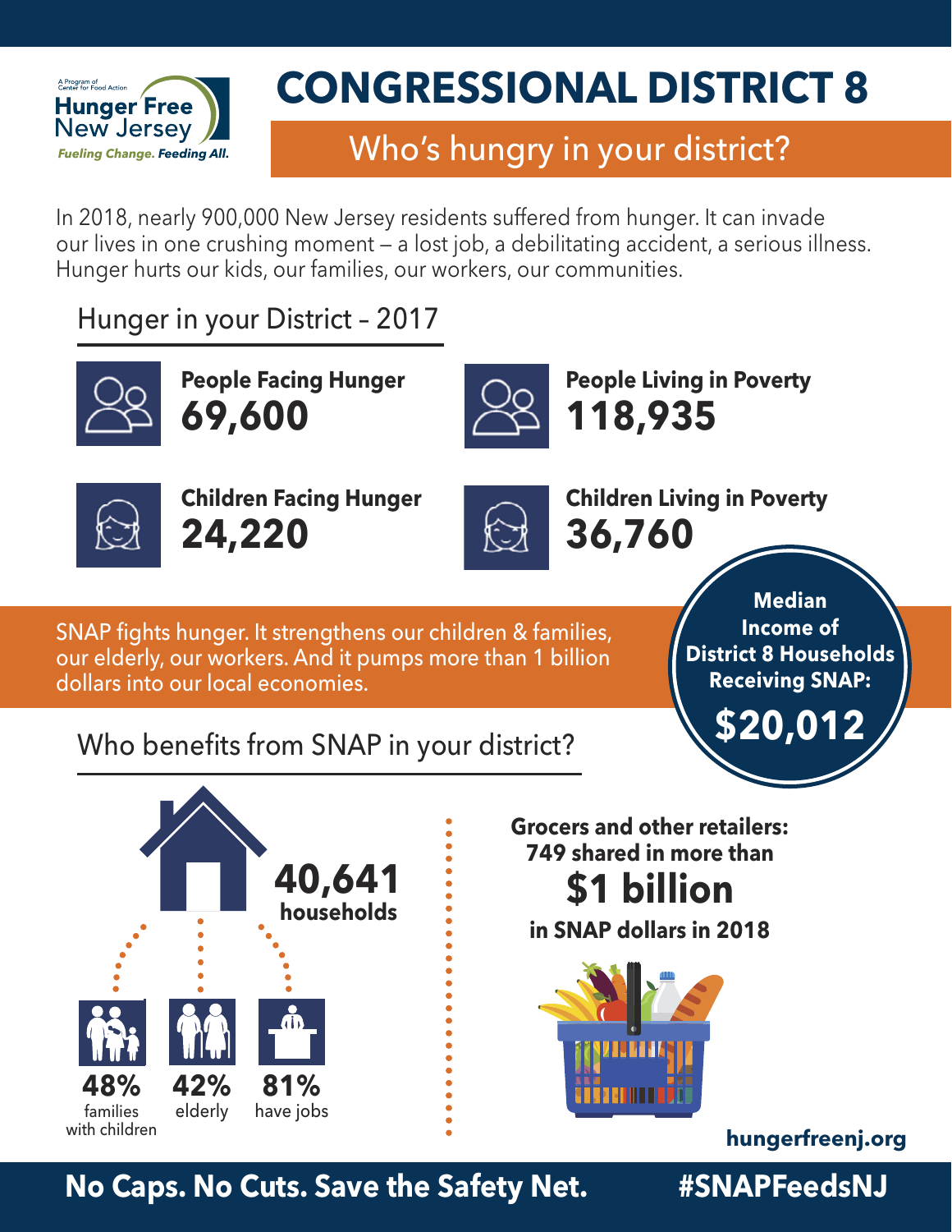Hunger Free New Jersey
A Program of Center for Food Action
*Fueling Change. Feeding All.*

# CONGRESSIONAL DISTRICT 8

## Who's hungry in your district?

In 2018, nearly 900,000 New Jersey residents suffered from hunger. It can invade our lives in one crushing moment – a lost job, a debilitating accident, a serious illness. Hunger hurts our kids, our families, our workers, our communities.

### Hunger in your District – 2017

**People Facing Hunger**
**69,600**

**People Living in Poverty**
**118,935**

**Children Facing Hunger**
**24,220**

**Children Living in Poverty**
**36,760**

SNAP fights hunger. It strengthens our children & families, our elderly, our workers. And it pumps more than 1 billion dollars into our local economies.

**Median Income of District 8 Households Receiving SNAP:**
**$20,012**

### Who benefits from SNAP in your district?

**40,641 households**

**48%** families with children

**42%** elderly

**81%** have jobs

**Grocers and other retailers: 749 shared in more than**
**$1 billion**
**in SNAP dollars in 2018**

**hungerfreenj.org**

**No Caps. No Cuts. Save the Safety Net.** **#SNAPFeedsNJ**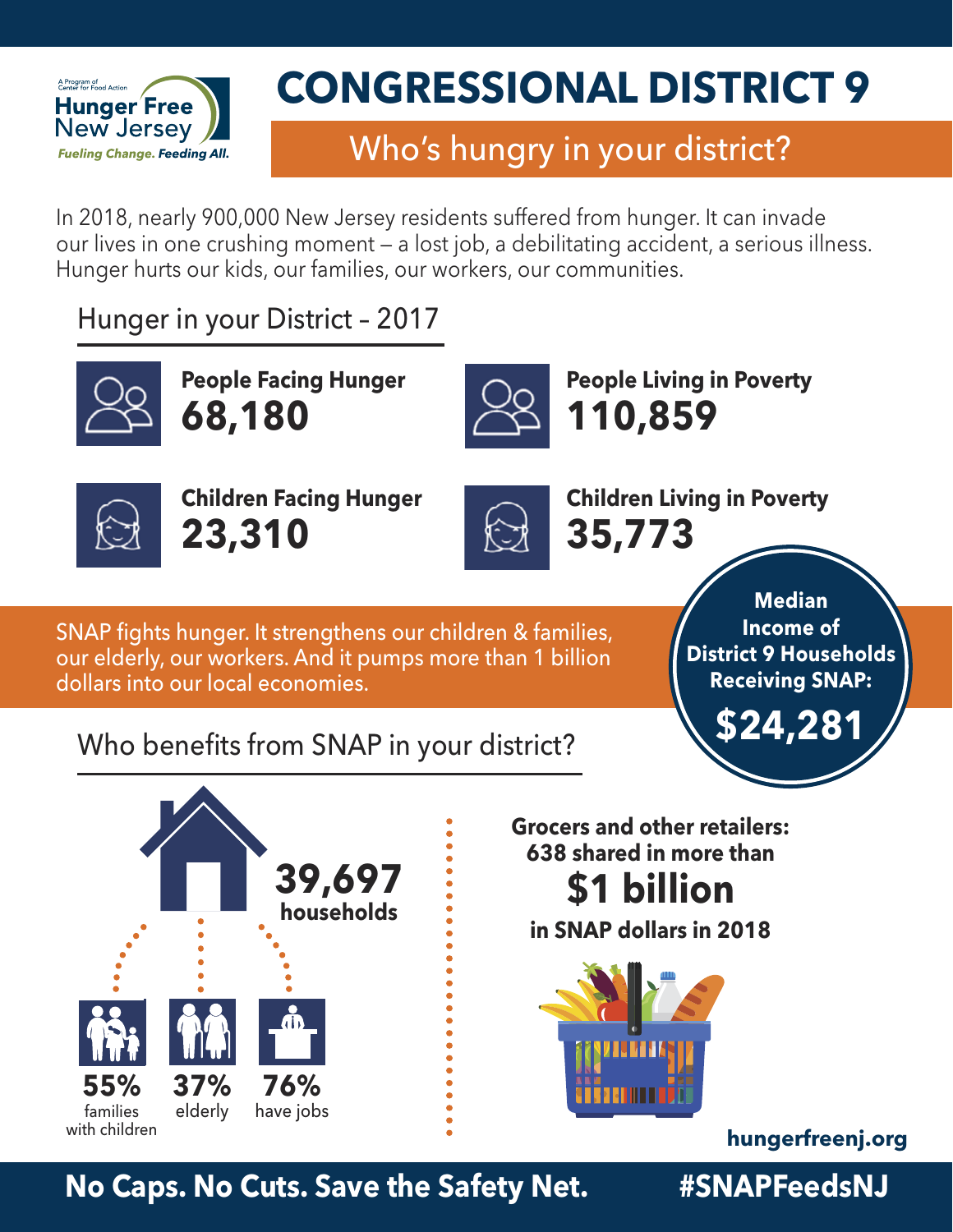A Program of Center for Food Action

**Hunger Free New Jersey**

*Fueling Change. Feeding All.*

# CONGRESSIONAL DISTRICT 9

## Who's hungry in your district?

In 2018, nearly 900,000 New Jersey residents suffered from hunger. It can invade our lives in one crushing moment – a lost job, a debilitating accident, a serious illness. Hunger hurts our kids, our families, our workers, our communities.

### Hunger in your District – 2017

**People Facing Hunger**
**68,180**

**People Living in Poverty**
**110,859**

**Children Facing Hunger**
**23,310**

**Children Living in Poverty**
**35,773**

SNAP fights hunger. It strengthens our children & families, our elderly, our workers. And it pumps more than 1 billion dollars into our local economies.

**Median Income of District 9 Households Receiving SNAP:**
**$24,281**

### Who benefits from SNAP in your district?

**39,697 households**

- **55%** families with children
- **37%** elderly
- **76%** have jobs

**Grocers and other retailers: 638 shared in more than**
**$1 billion**
**in SNAP dollars in 2018**

**hungerfreenj.org**

**No Caps. No Cuts. Save the Safety Net.** **#SNAPFeedsNJ**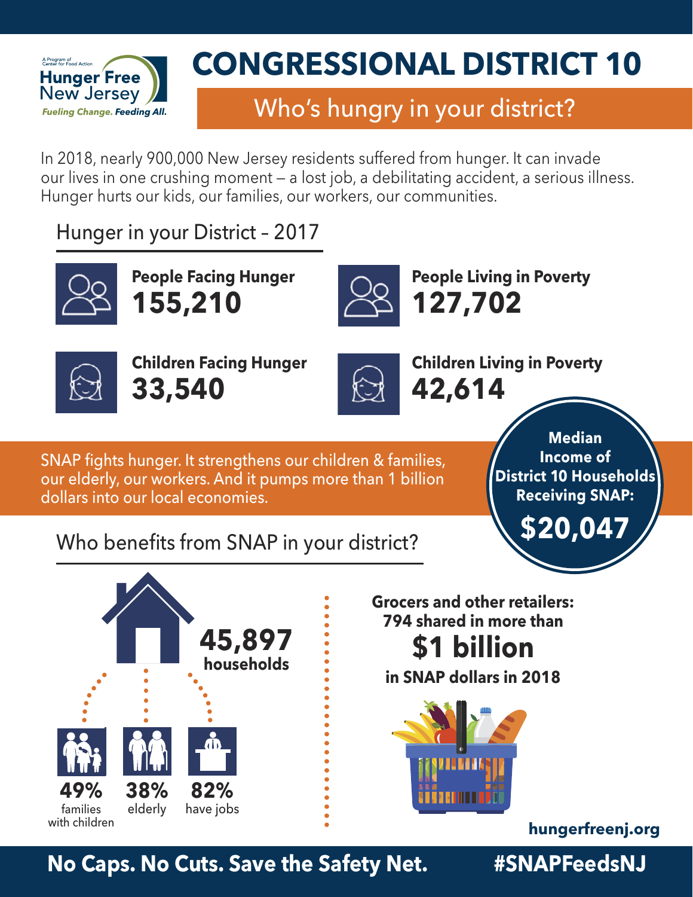A Program of Center for Food Action

**Hunger Free New Jersey**

*Fueling Change. Feeding All.*

# CONGRESSIONAL DISTRICT 10

## Who's hungry in your district?

In 2018, nearly 900,000 New Jersey residents suffered from hunger. It can invade our lives in one crushing moment – a lost job, a debilitating accident, a serious illness. Hunger hurts our kids, our families, our workers, our communities.

### Hunger in your District - 2017

**People Facing Hunger**
**155,210**

**People Living in Poverty**
**127,702**

**Children Facing Hunger**
**33,540**

**Children Living in Poverty**
**42,614**

SNAP fights hunger. It strengthens our children & families, our elderly, our workers. And it pumps more than 1 billion dollars into our local economies.

**Median Income of District 10 Households Receiving SNAP:**
**$20,047**

### Who benefits from SNAP in your district?

**45,897 households**

- **49%** families with children
- **38%** elderly
- **82%** have jobs

**Grocers and other retailers: 794 shared in more than**
**$1 billion**
**in SNAP dollars in 2018**

**hungerfreenj.org**

**No Caps. No Cuts. Save the Safety Net.** **#SNAPFeedsNJ**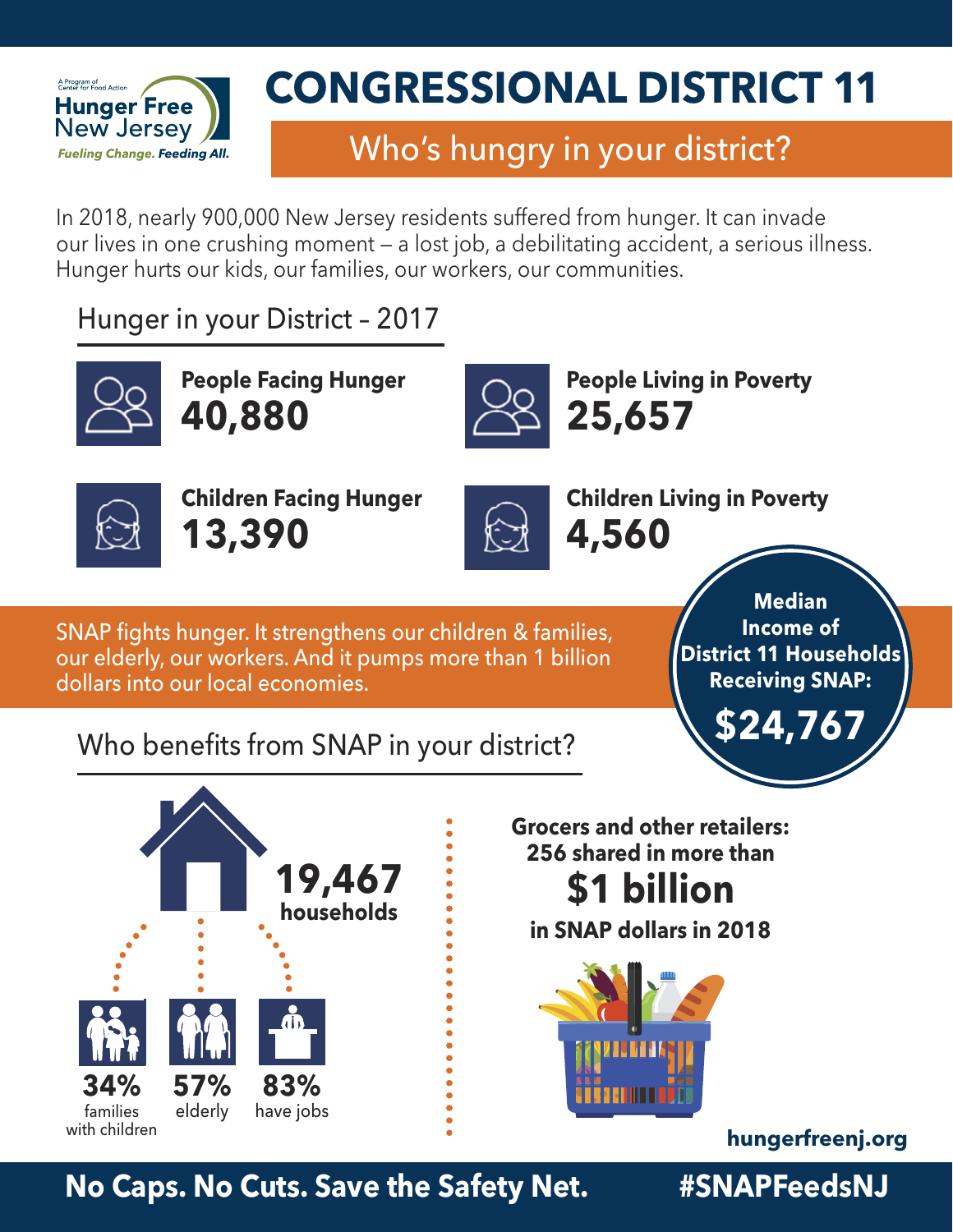A Program of Center for Food Action

**Hunger Free New Jersey**

*Fueling Change. Feeding All.*

# CONGRESSIONAL DISTRICT 11

## Who's hungry in your district?

In 2018, nearly 900,000 New Jersey residents suffered from hunger. It can invade our lives in one crushing moment – a lost job, a debilitating accident, a serious illness. Hunger hurts our kids, our families, our workers, our communities.

### Hunger in your District – 2017

**People Facing Hunger**
**40,880**

**People Living in Poverty**
**25,657**

**Children Facing Hunger**
**13,390**

**Children Living in Poverty**
**4,560**

SNAP fights hunger. It strengthens our children & families, our elderly, our workers. And it pumps more than 1 billion dollars into our local economies.

**Median Income of District 11 Households Receiving SNAP:**
**$24,767**

### Who benefits from SNAP in your district?

**19,467 households**

- **34%** families with children
- **57%** elderly
- **83%** have jobs

**Grocers and other retailers: 256 shared in more than**
**$1 billion**
**in SNAP dollars in 2018**

**hungerfreenj.org**

**No Caps. No Cuts. Save the Safety Net.** **#SNAPFeedsNJ**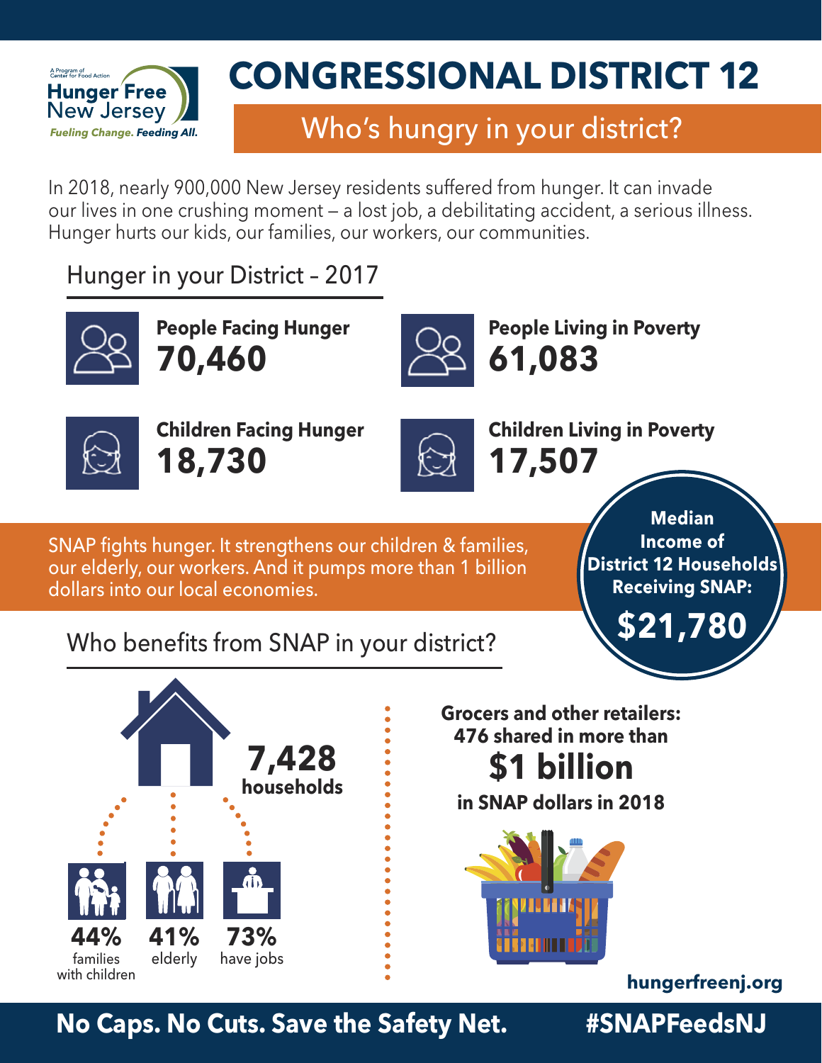A Program of Center for Food Action

**Hunger Free New Jersey**

*Fueling Change. Feeding All.*

# CONGRESSIONAL DISTRICT 12

## Who's hungry in your district?

In 2018, nearly 900,000 New Jersey residents suffered from hunger. It can invade our lives in one crushing moment – a lost job, a debilitating accident, a serious illness. Hunger hurts our kids, our families, our workers, our communities.

### Hunger in your District – 2017

**People Facing Hunger**
**70,460**

**People Living in Poverty**
**61,083**

**Children Facing Hunger**
**18,730**

**Children Living in Poverty**
**17,507**

SNAP fights hunger. It strengthens our children & families, our elderly, our workers. And it pumps more than 1 billion dollars into our local economies.

**Median Income of District 12 Households Receiving SNAP:**
**$21,780**

### Who benefits from SNAP in your district?

**7,428 households**

**44%** families with children

**41%** elderly

**73%** have jobs

**Grocers and other retailers: 476 shared in more than**
**$1 billion**
**in SNAP dollars in 2018**

**hungerfreenj.org**

**No Caps. No Cuts. Save the Safety Net.** **#SNAPFeedsNJ**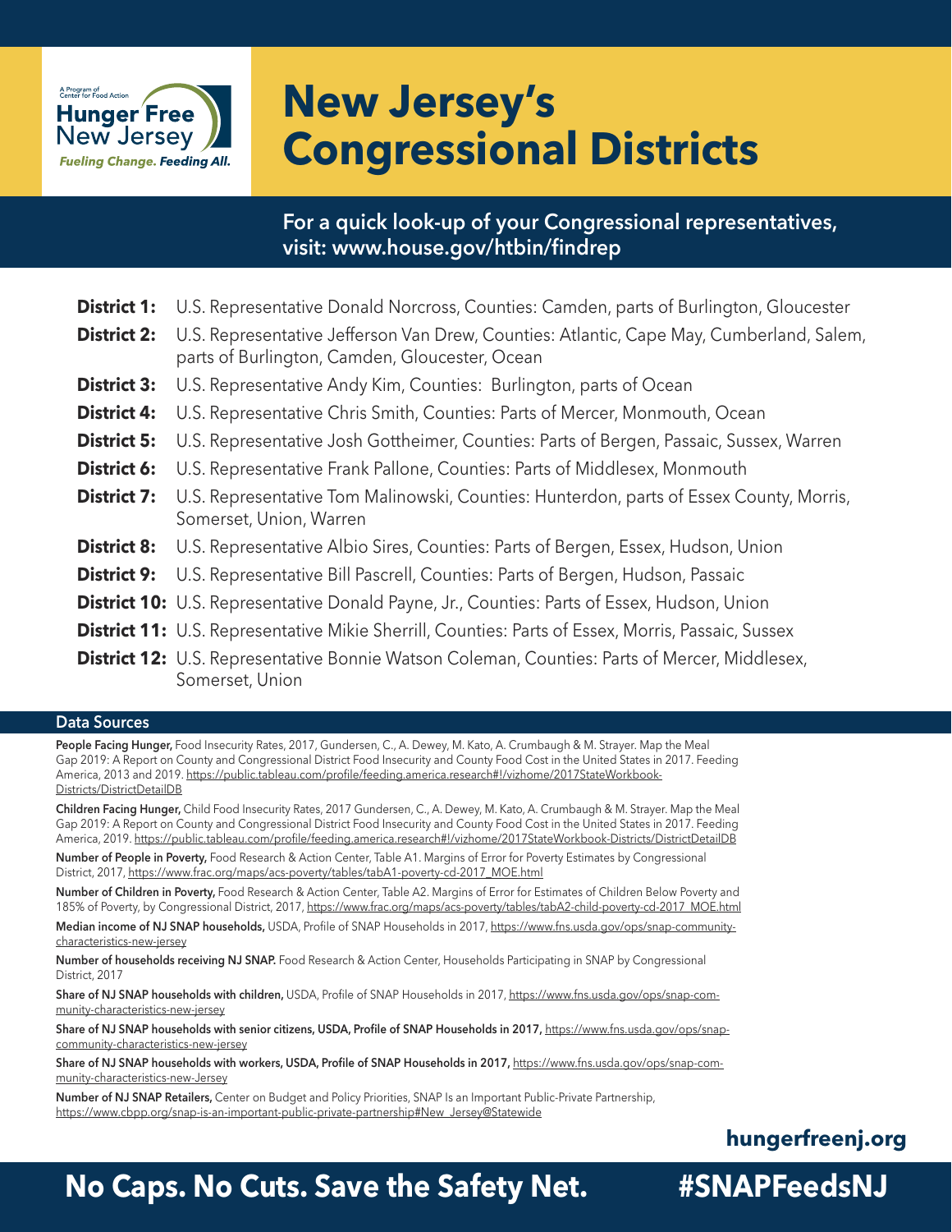A Program of Center for Food Action

**Hunger Free New Jersey**

*Fueling Change. Feeding All.*

# New Jersey's Congressional Districts

**For a quick look-up of your Congressional representatives, visit: www.house.gov/htbin/findrep**

**District 1:** U.S. Representative Donald Norcross, Counties: Camden, parts of Burlington, Gloucester

**District 2:** U.S. Representative Jefferson Van Drew, Counties: Atlantic, Cape May, Cumberland, Salem, parts of Burlington, Camden, Gloucester, Ocean

**District 3:** U.S. Representative Andy Kim, Counties: Burlington, parts of Ocean

**District 4:** U.S. Representative Chris Smith, Counties: Parts of Mercer, Monmouth, Ocean

**District 5:** U.S. Representative Josh Gottheimer, Counties: Parts of Bergen, Passaic, Sussex, Warren

**District 6:** U.S. Representative Frank Pallone, Counties: Parts of Middlesex, Monmouth

**District 7:** U.S. Representative Tom Malinowski, Counties: Hunterdon, parts of Essex County, Morris, Somerset, Union, Warren

**District 8:** U.S. Representative Albio Sires, Counties: Parts of Bergen, Essex, Hudson, Union

**District 9:** U.S. Representative Bill Pascrell, Counties: Parts of Bergen, Hudson, Passaic

**District 10:** U.S. Representative Donald Payne, Jr., Counties: Parts of Essex, Hudson, Union

**District 11:** U.S. Representative Mikie Sherrill, Counties: Parts of Essex, Morris, Passaic, Sussex

**District 12:** U.S. Representative Bonnie Watson Coleman, Counties: Parts of Mercer, Middlesex, Somerset, Union

## Data Sources

**People Facing Hunger,** Food Insecurity Rates, 2017, Gundersen, C., A. Dewey, M. Kato, A. Crumbaugh & M. Strayer. Map the Meal Gap 2019: A Report on County and Congressional District Food Insecurity and County Food Cost in the United States in 2017. Feeding America, 2013 and 2019. https://public.tableau.com/profile/feeding.america.research#!/vizhome/2017StateWorkbook-Districts/DistrictDetailDB

**Children Facing Hunger,** Child Food Insecurity Rates, 2017 Gundersen, C., A. Dewey, M. Kato, A. Crumbaugh & M. Strayer. Map the Meal Gap 2019: A Report on County and Congressional District Food Insecurity and County Food Cost in the United States in 2017. Feeding America, 2019. https://public.tableau.com/profile/feeding.america.research#!/vizhome/2017StateWorkbook-Districts/DistrictDetailDB

**Number of People in Poverty,** Food Research & Action Center, Table A1. Margins of Error for Poverty Estimates by Congressional District, 2017, https://www.frac.org/maps/acs-poverty/tables/tabA1-poverty-cd-2017_MOE.html

**Number of Children in Poverty,** Food Research & Action Center, Table A2. Margins of Error for Estimates of Children Below Poverty and 185% of Poverty, by Congressional District, 2017, https://www.frac.org/maps/acs-poverty/tables/tabA2-child-poverty-cd-2017_MOE.html

**Median income of NJ SNAP households,** USDA, Profile of SNAP Households in 2017, https://www.fns.usda.gov/ops/snap-community-characteristics-new-jersey

**Number of households receiving NJ SNAP.** Food Research & Action Center, Households Participating in SNAP by Congressional District, 2017

**Share of NJ SNAP households with children,** USDA, Profile of SNAP Households in 2017, https://www.fns.usda.gov/ops/snap-community-characteristics-new-jersey

**Share of NJ SNAP households with senior citizens, USDA, Profile of SNAP Households in 2017,** https://www.fns.usda.gov/ops/snap-community-characteristics-new-jersey

**Share of NJ SNAP households with workers, USDA, Profile of SNAP Households in 2017,** https://www.fns.usda.gov/ops/snap-community-characteristics-new-Jersey

**Number of NJ SNAP Retailers,** Center on Budget and Policy Priorities, SNAP Is an Important Public-Private Partnership, https://www.cbpp.org/snap-is-an-important-public-private-partnership#New_Jersey@Statewide

**hungerfreenj.org**

**No Caps. No Cuts. Save the Safety Net.** **#SNAPFeedsNJ**